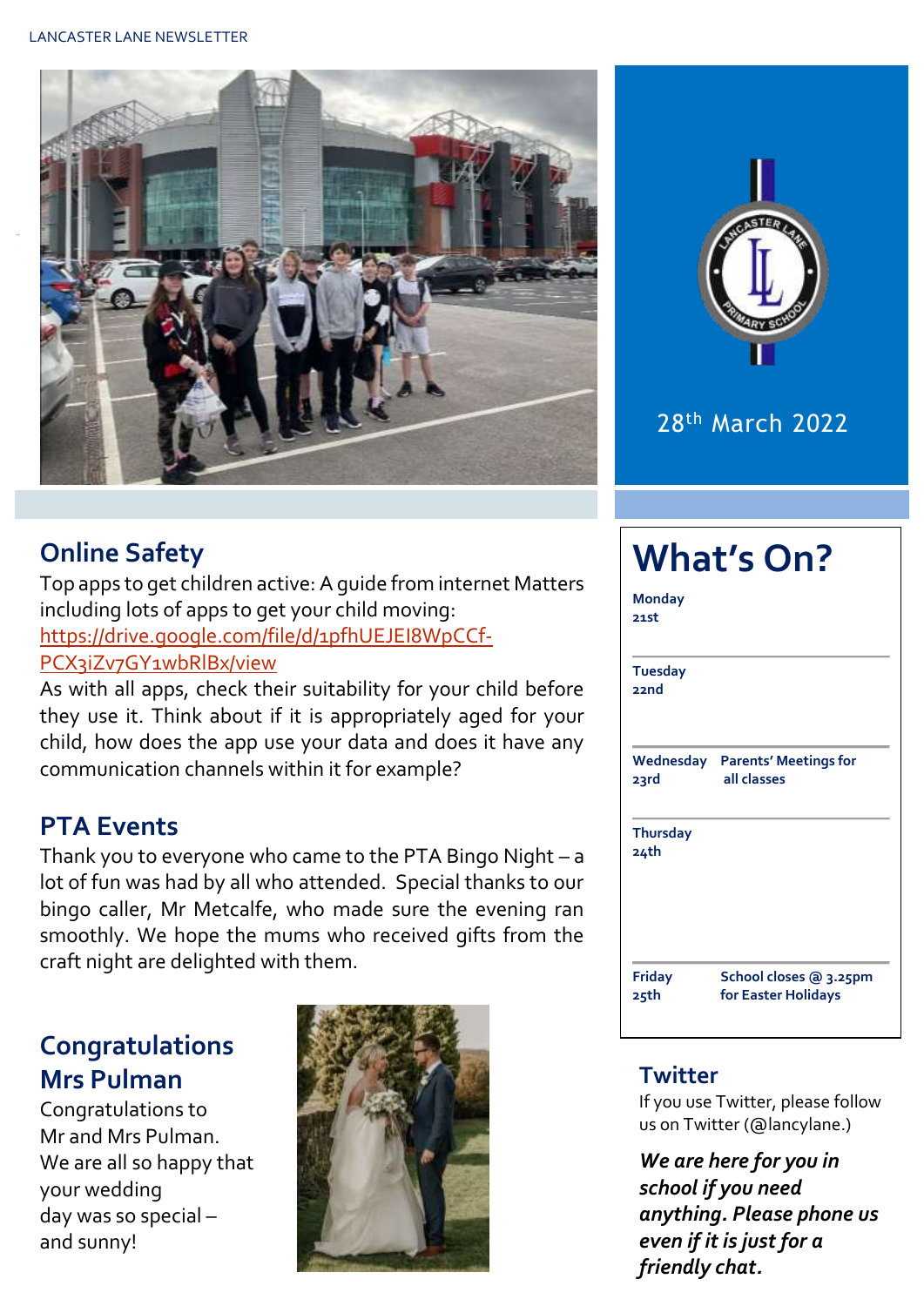LANCASTER LANE NEWSLETTER

28th March 2022

## Online Safety

Top apps to get children active: A guide from internet Matters including lots of apps to get your child moving: https://drive.google.com/file/d/1pfhUEJEI8WpCCf-PCX3iZv7GY1wbRlBx/view

As with all apps, check their suitability for your child before they use it. Think about if it is appropriately aged for your child, how does the app use your data and does it have any communication channels within it for example?

## PTA Events

Thank you to everyone who came to the PTA Bingo Night – a lot of fun was had by all who attended. Special thanks to our bingo caller, Mr Metcalfe, who made sure the evening ran smoothly. We hope the mums who received gifts from the craft night are delighted with them.

## Congratulations Mrs Pulman

Congratulations to Mr and Mrs Pulman. We are all so happy that your wedding day was so special – and sunny!

## What's On?

| Day | Event |
|---|---|
| **Monday 21st** | |
| **Tuesday 22nd** | |
| **Wednesday 23rd** | **Parents' Meetings for all classes** |
| **Thursday 24th** | |
| **Friday 25th** | **School closes @ 3.25pm for Easter Holidays** |

## Twitter

If you use Twitter, please follow us on Twitter (@lancylane.)

***We are here for you in school if you need anything. Please phone us even if it is just for a friendly chat.***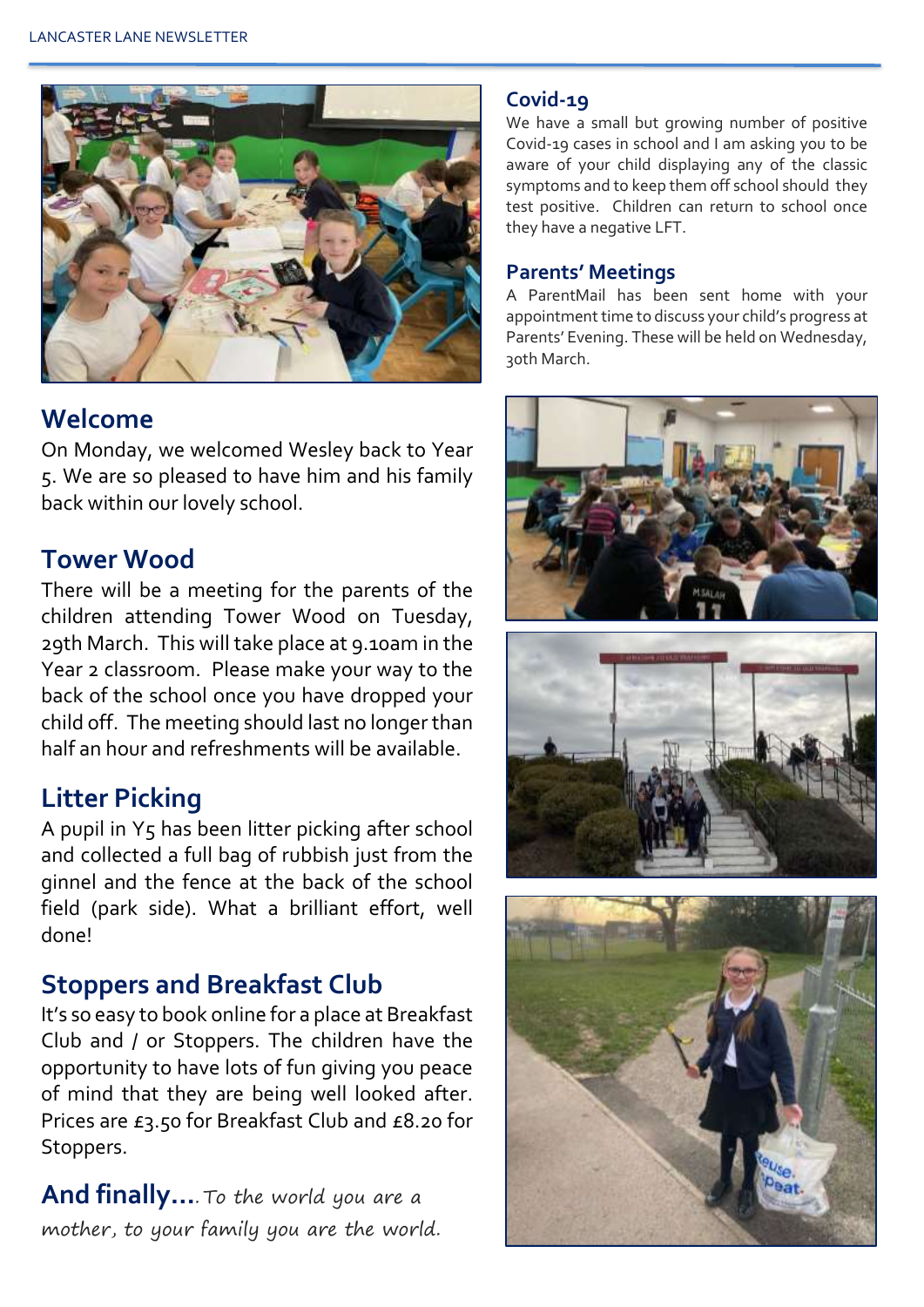## Welcome

On Monday, we welcomed Wesley back to Year 5. We are so pleased to have him and his family back within our lovely school.

## Tower Wood

There will be a meeting for the parents of the children attending Tower Wood on Tuesday, 29th March. This will take place at 9.10am in the Year 2 classroom. Please make your way to the back of the school once you have dropped your child off. The meeting should last no longer than half an hour and refreshments will be available.

## Litter Picking

A pupil in Y5 has been litter picking after school and collected a full bag of rubbish just from the ginnel and the fence at the back of the school field (park side). What a brilliant effort, well done!

## Stoppers and Breakfast Club

It's so easy to book online for a place at Breakfast Club and / or Stoppers. The children have the opportunity to have lots of fun giving you peace of mind that they are being well looked after. Prices are £3.50 for Breakfast Club and £8.20 for Stoppers.

**And finally….** *To the world you are a mother, to your family you are the world.*

## Covid-19

We have a small but growing number of positive Covid-19 cases in school and I am asking you to be aware of your child displaying any of the classic symptoms and to keep them off school should they test positive. Children can return to school once they have a negative LFT.

## Parents' Meetings

A ParentMail has been sent home with your appointment time to discuss your child's progress at Parents' Evening. These will be held on Wednesday, 30th March.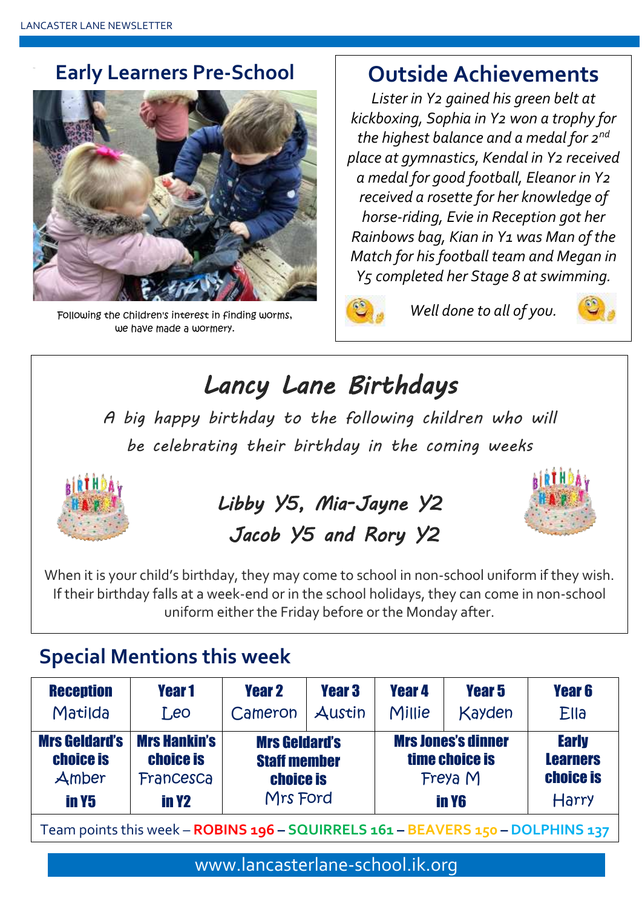## Early Learners Pre-School

Following the children's interest in finding worms, we have made a wormery.

## Outside Achievements

*Lister in Y2 gained his green belt at kickboxing, Sophia in Y2 won a trophy for the highest balance and a medal for 2nd place at gymnastics, Kendal in Y2 received a medal for good football, Eleanor in Y2 received a rosette for her knowledge of horse-riding, Evie in Reception got her Rainbows bag, Kian in Y1 was Man of the Match for his football team and Megan in Y5 completed her Stage 8 at swimming.*

*Well done to all of you.*

## Lancy Lane Birthdays

*A big happy birthday to the following children who will be celebrating their birthday in the coming weeks*

**Libby Y5, Mia-Jayne Y2**
**Jacob Y5 and Rory Y2**

When it is your child's birthday, they may come to school in non-school uniform if they wish. If their birthday falls at a week-end or in the school holidays, they can come in non-school uniform either the Friday before or the Monday after.

## Special Mentions this week

| Reception | Year 1 | Year 2 | Year 3 | Year 4 | Year 5 | Year 6 |
|---|---|---|---|---|---|---|
| Matilda | Leo | Cameron | Austin | Millie | Kayden | Ella |
| **Mrs Geldard's choice is** Amber **in Y5** | **Mrs Hankin's choice is** Francesca **in Y2** | **Mrs Geldard's Staff member choice is** Mrs Ford | | **Mrs Jones's dinner time choice is** Freya M **in Y6** | | **Early Learners choice is** Harry |

Team points this week – **ROBINS 196** – **SQUIRRELS 161** – **BEAVERS 150** – **DOLPHINS 137**

www.lancasterlane-school.ik.org